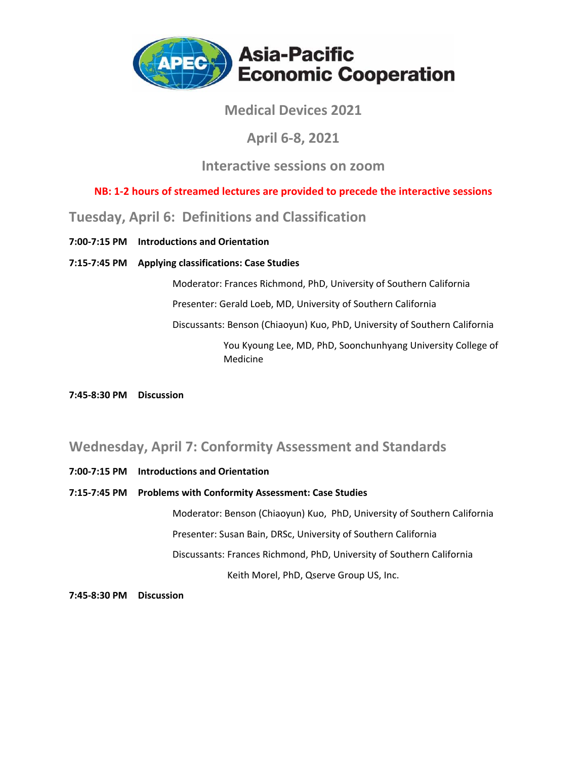Asia-Pacific Economic Cooperation

# Medical Devices 2021

## April 6-8, 2021

## Interactive sessions on zoom

**NB: 1-2 hours of streamed lectures are provided to precede the interactive sessions**

## Tuesday, April 6: Definitions and Classification

**7:00-7:15 PM Introductions and Orientation**

**7:15-7:45 PM Applying classifications: Case Studies**

Moderator: Frances Richmond, PhD, University of Southern California

Presenter: Gerald Loeb, MD, University of Southern California

Discussants: Benson (Chiaoyun) Kuo, PhD, University of Southern California

You Kyoung Lee, MD, PhD, Soonchunhyang University College of Medicine

**7:45-8:30 PM Discussion**

## Wednesday, April 7: Conformity Assessment and Standards

**7:00-7:15 PM Introductions and Orientation**

**7:15-7:45 PM Problems with Conformity Assessment: Case Studies**

Moderator: Benson (Chiaoyun) Kuo, PhD, University of Southern California

Presenter: Susan Bain, DRSc, University of Southern California

Discussants: Frances Richmond, PhD, University of Southern California

Keith Morel, PhD, Qserve Group US, Inc.

**7:45-8:30 PM Discussion**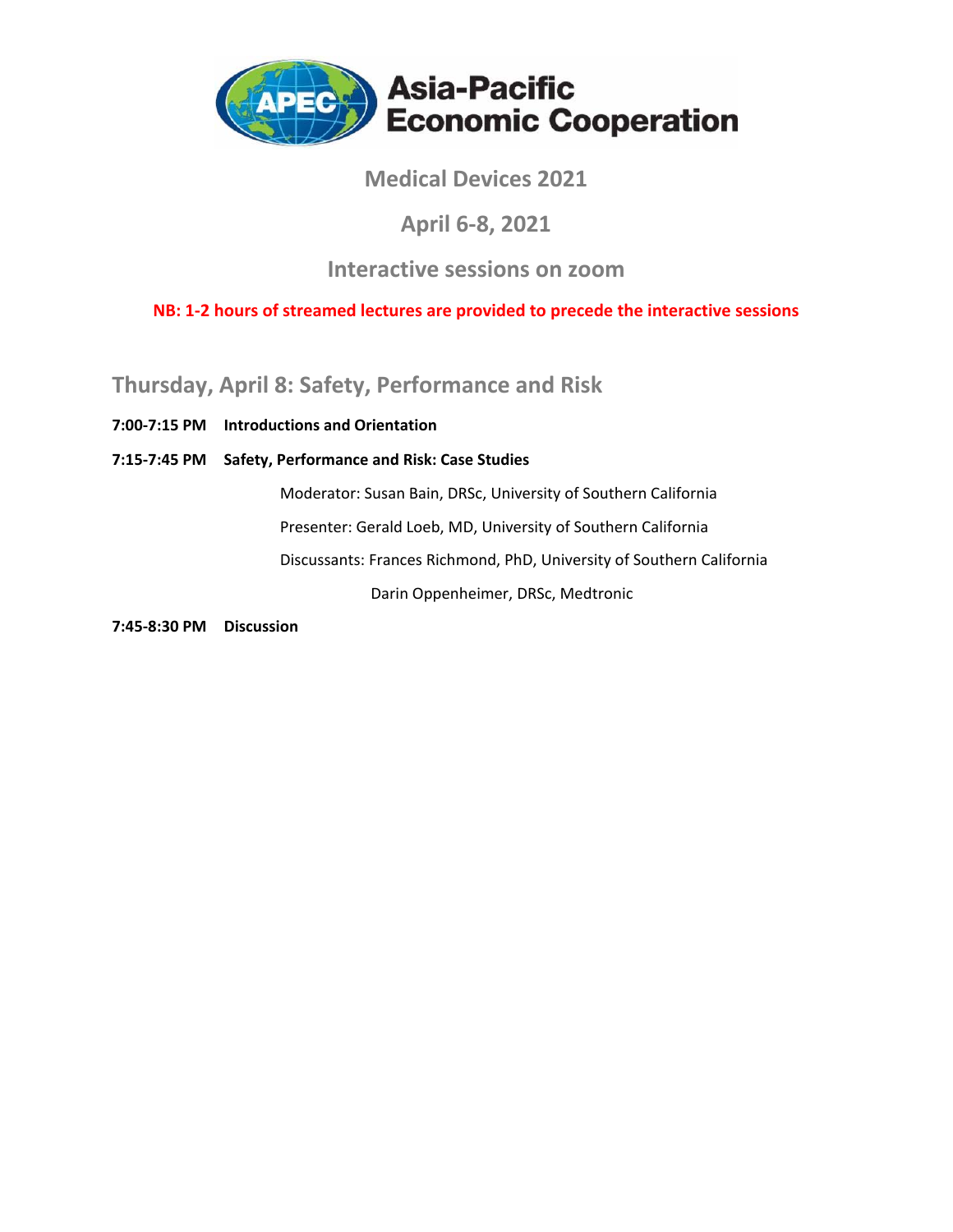Asia-Pacific Economic Cooperation

## Medical Devices 2021

## April 6-8, 2021

## Interactive sessions on zoom

**NB: 1-2 hours of streamed lectures are provided to precede the interactive sessions**

### Thursday, April 8: Safety, Performance and Risk

**7:00-7:15 PM** **Introductions and Orientation**

**7:15-7:45 PM** **Safety, Performance and Risk: Case Studies**

Moderator: Susan Bain, DRSc, University of Southern California

Presenter: Gerald Loeb, MD, University of Southern California

Discussants: Frances Richmond, PhD, University of Southern California

Darin Oppenheimer, DRSc, Medtronic

**7:45-8:30 PM** **Discussion**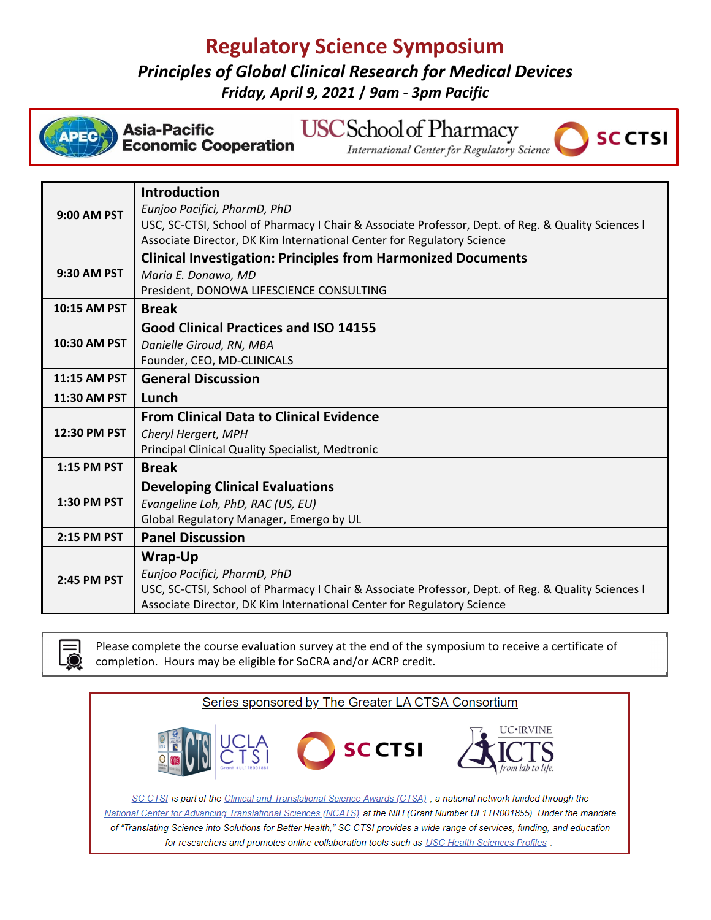# Regulatory Science Symposium

## *Principles of Global Clinical Research for Medical Devices*

### *Friday, April 9, 2021 / 9am - 3pm Pacific*

Asia-Pacific Economic Cooperation | USC School of Pharmacy *International Center for Regulatory Science* | SC CTSI

| | |
|---|---|
| **9:00 AM PST** | **Introduction**<br>*Eunjoo Pacifici, PharmD, PhD*<br>USC, SC-CTSI, School of Pharmacy I Chair & Associate Professor, Dept. of Reg. & Quality Sciences I Associate Director, DK Kim International Center for Regulatory Science |
| **9:30 AM PST** | **Clinical Investigation: Principles from Harmonized Documents**<br>*Maria E. Donawa, MD*<br>President, DONOWA LIFESCIENCE CONSULTING |
| **10:15 AM PST** | **Break** |
| **10:30 AM PST** | **Good Clinical Practices and ISO 14155**<br>*Danielle Giroud, RN, MBA*<br>Founder, CEO, MD-CLINICALS |
| **11:15 AM PST** | **General Discussion** |
| **11:30 AM PST** | **Lunch** |
| **12:30 PM PST** | **From Clinical Data to Clinical Evidence**<br>*Cheryl Hergert, MPH*<br>Principal Clinical Quality Specialist, Medtronic |
| **1:15 PM PST** | **Break** |
| **1:30 PM PST** | **Developing Clinical Evaluations**<br>*Evangeline Loh, PhD, RAC (US, EU)*<br>Global Regulatory Manager, Emergo by UL |
| **2:15 PM PST** | **Panel Discussion** |
| **2:45 PM PST** | **Wrap-Up**<br>*Eunjoo Pacifici, PharmD, PhD*<br>USC, SC-CTSI, School of Pharmacy I Chair & Associate Professor, Dept. of Reg. & Quality Sciences I Associate Director, DK Kim International Center for Regulatory Science |

Please complete the course evaluation survey at the end of the symposium to receive a certificate of completion. Hours may be eligible for SoCRA and/or ACRP credit.

Series sponsored by The Greater LA CTSA Consortium

UCLA CTSI | SC CTSI | UC-IRVINE ICTS *from lab to life.*

*SC CTSI is part of the Clinical and Translational Science Awards (CTSA), a national network funded through the National Center for Advancing Translational Sciences (NCATS) at the NIH (Grant Number UL1TR001855). Under the mandate of "Translating Science into Solutions for Better Health," SC CTSI provides a wide range of services, funding, and education for researchers and promotes online collaboration tools such as USC Health Sciences Profiles.*